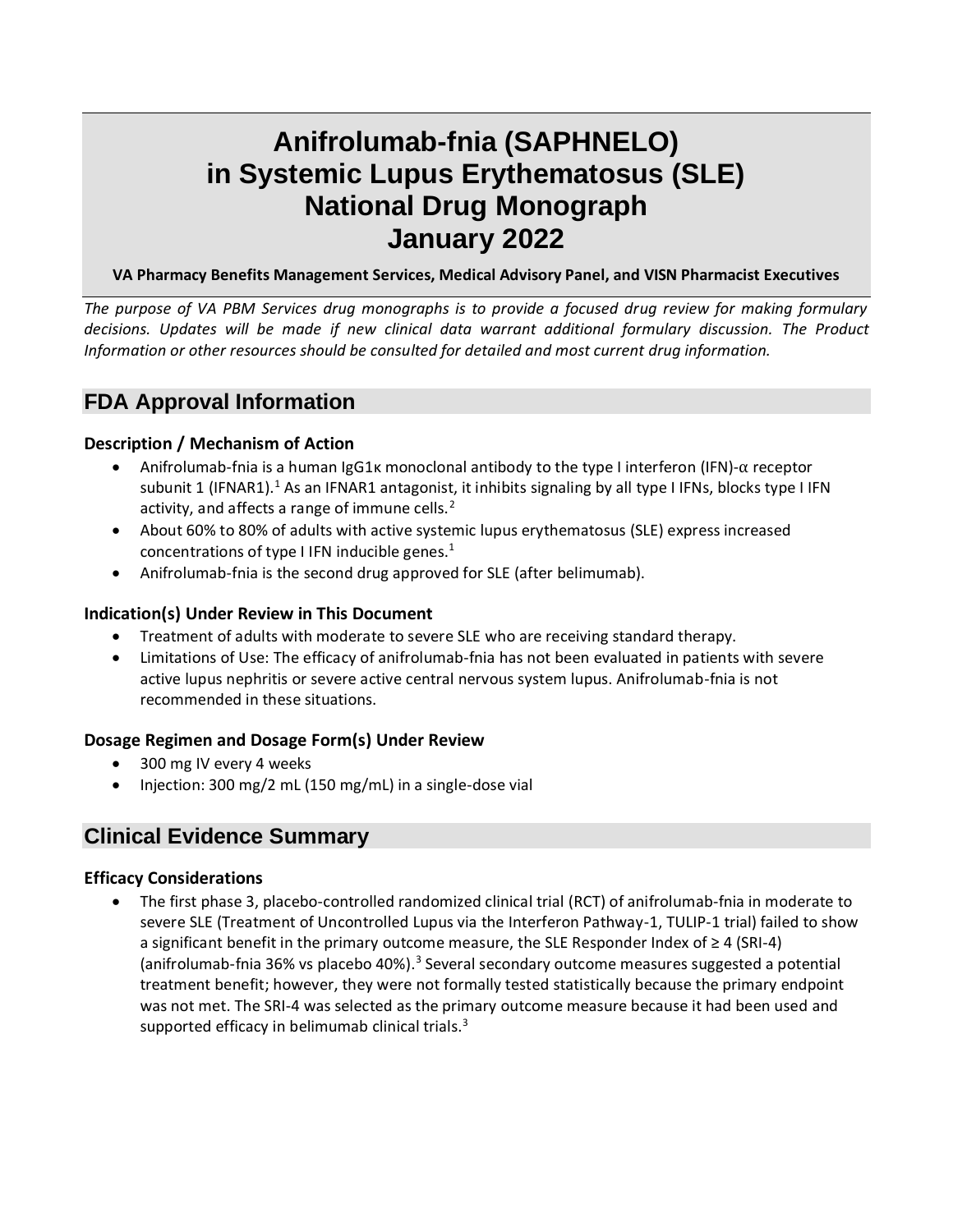# Anifrolumab-fnia (SAPHNELO) in Systemic Lupus Erythematosus (SLE) National Drug Monograph January 2022

**VA Pharmacy Benefits Management Services, Medical Advisory Panel, and VISN Pharmacist Executives**

*The purpose of VA PBM Services drug monographs is to provide a focused drug review for making formulary decisions. Updates will be made if new clinical data warrant additional formulary discussion. The Product Information or other resources should be consulted for detailed and most current drug information.*

## FDA Approval Information

### Description / Mechanism of Action

- Anifrolumab-fnia is a human IgG1κ monoclonal antibody to the type I interferon (IFN)-α receptor subunit 1 (IFNAR1).[1] As an IFNAR1 antagonist, it inhibits signaling by all type I IFNs, blocks type I IFN activity, and affects a range of immune cells.[2]
- About 60% to 80% of adults with active systemic lupus erythematosus (SLE) express increased concentrations of type I IFN inducible genes.[1]
- Anifrolumab-fnia is the second drug approved for SLE (after belimumab).

### Indication(s) Under Review in This Document

- Treatment of adults with moderate to severe SLE who are receiving standard therapy.
- Limitations of Use: The efficacy of anifrolumab-fnia has not been evaluated in patients with severe active lupus nephritis or severe active central nervous system lupus. Anifrolumab-fnia is not recommended in these situations.

### Dosage Regimen and Dosage Form(s) Under Review

- 300 mg IV every 4 weeks
- Injection: 300 mg/2 mL (150 mg/mL) in a single-dose vial

## Clinical Evidence Summary

### Efficacy Considerations

- The first phase 3, placebo-controlled randomized clinical trial (RCT) of anifrolumab-fnia in moderate to severe SLE (Treatment of Uncontrolled Lupus via the Interferon Pathway-1, TULIP-1 trial) failed to show a significant benefit in the primary outcome measure, the SLE Responder Index of ≥ 4 (SRI-4) (anifrolumab-fnia 36% vs placebo 40%).[3] Several secondary outcome measures suggested a potential treatment benefit; however, they were not formally tested statistically because the primary endpoint was not met. The SRI-4 was selected as the primary outcome measure because it had been used and supported efficacy in belimumab clinical trials.[3]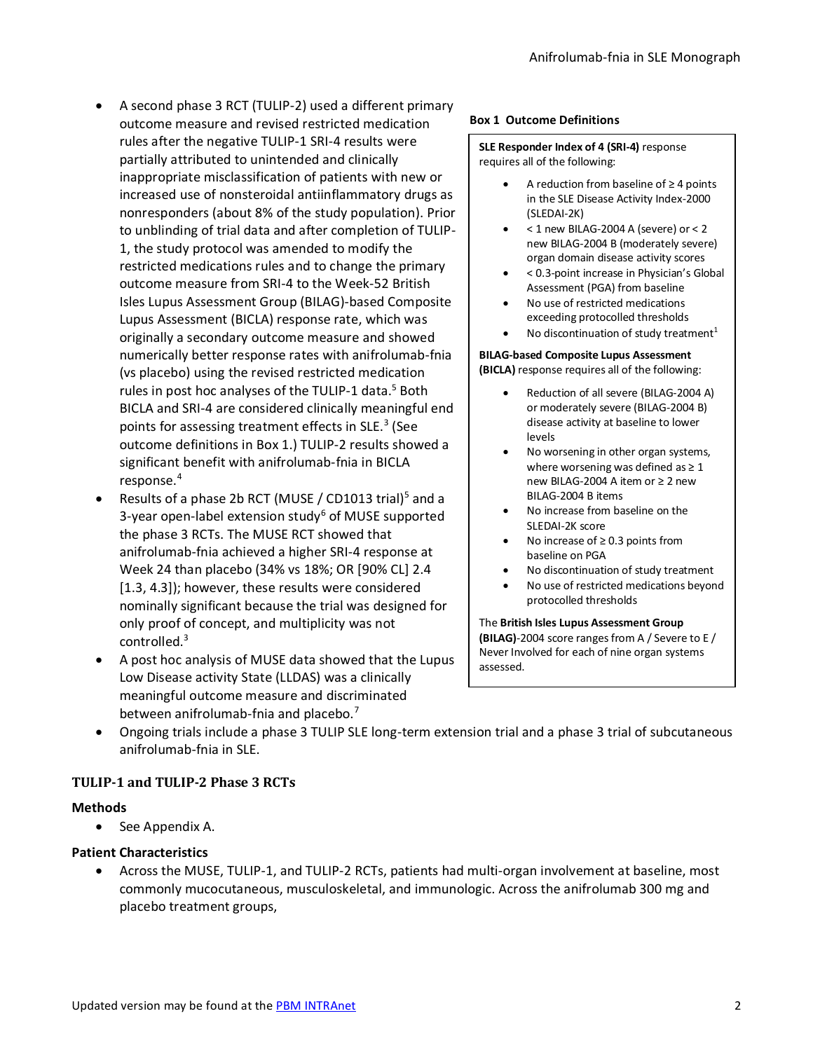- A second phase 3 RCT (TULIP-2) used a different primary outcome measure and revised restricted medication rules after the negative TULIP-1 SRI-4 results were partially attributed to unintended and clinically inappropriate misclassification of patients with new or increased use of nonsteroidal antiinflammatory drugs as nonresponders (about 8% of the study population). Prior to unblinding of trial data and after completion of TULIP-1, the study protocol was amended to modify the restricted medications rules and to change the primary outcome measure from SRI-4 to the Week-52 British Isles Lupus Assessment Group (BILAG)-based Composite Lupus Assessment (BICLA) response rate, which was originally a secondary outcome measure and showed numerically better response rates with anifrolumab-fnia (vs placebo) using the revised restricted medication rules in post hoc analyses of the TULIP-1 data.[5] Both BICLA and SRI-4 are considered clinically meaningful end points for assessing treatment effects in SLE.[3] (See outcome definitions in Box 1.) TULIP-2 results showed a significant benefit with anifrolumab-fnia in BICLA response.[4]
- Results of a phase 2b RCT (MUSE / CD1013 trial)[5] and a 3-year open-label extension study[6] of MUSE supported the phase 3 RCTs. The MUSE RCT showed that anifrolumab-fnia achieved a higher SRI-4 response at Week 24 than placebo (34% vs 18%; OR [90% CL] 2.4 [1.3, 4.3]); however, these results were considered nominally significant because the trial was designed for only proof of concept, and multiplicity was not controlled.[3]
- A post hoc analysis of MUSE data showed that the Lupus Low Disease activity State (LLDAS) was a clinically meaningful outcome measure and discriminated between anifrolumab-fnia and placebo.[7]
- Ongoing trials include a phase 3 TULIP SLE long-term extension trial and a phase 3 trial of subcutaneous anifrolumab-fnia in SLE.

**Box 1 Outcome Definitions**

**SLE Responder Index of 4 (SRI-4)** response requires all of the following:

- A reduction from baseline of ≥ 4 points in the SLE Disease Activity Index-2000 (SLEDAI-2K)
- < 1 new BILAG-2004 A (severe) or < 2 new BILAG-2004 B (moderately severe) organ domain disease activity scores
- < 0.3-point increase in Physician's Global Assessment (PGA) from baseline
- No use of restricted medications exceeding protocolled thresholds
- No discontinuation of study treatment[1]

**BILAG-based Composite Lupus Assessment (BICLA)** response requires all of the following:

- Reduction of all severe (BILAG-2004 A) or moderately severe (BILAG-2004 B) disease activity at baseline to lower levels
- No worsening in other organ systems, where worsening was defined as ≥ 1 new BILAG-2004 A item or ≥ 2 new BILAG-2004 B items
- No increase from baseline on the SLEDAI-2K score
- No increase of ≥ 0.3 points from baseline on PGA
- No discontinuation of study treatment
- No use of restricted medications beyond protocolled thresholds

The **British Isles Lupus Assessment Group (BILAG)**-2004 score ranges from A / Severe to E / Never Involved for each of nine organ systems assessed.

## TULIP-1 and TULIP-2 Phase 3 RCTs

### Methods

- See Appendix A.

### Patient Characteristics

- Across the MUSE, TULIP-1, and TULIP-2 RCTs, patients had multi-organ involvement at baseline, most commonly mucocutaneous, musculoskeletal, and immunologic. Across the anifrolumab 300 mg and placebo treatment groups,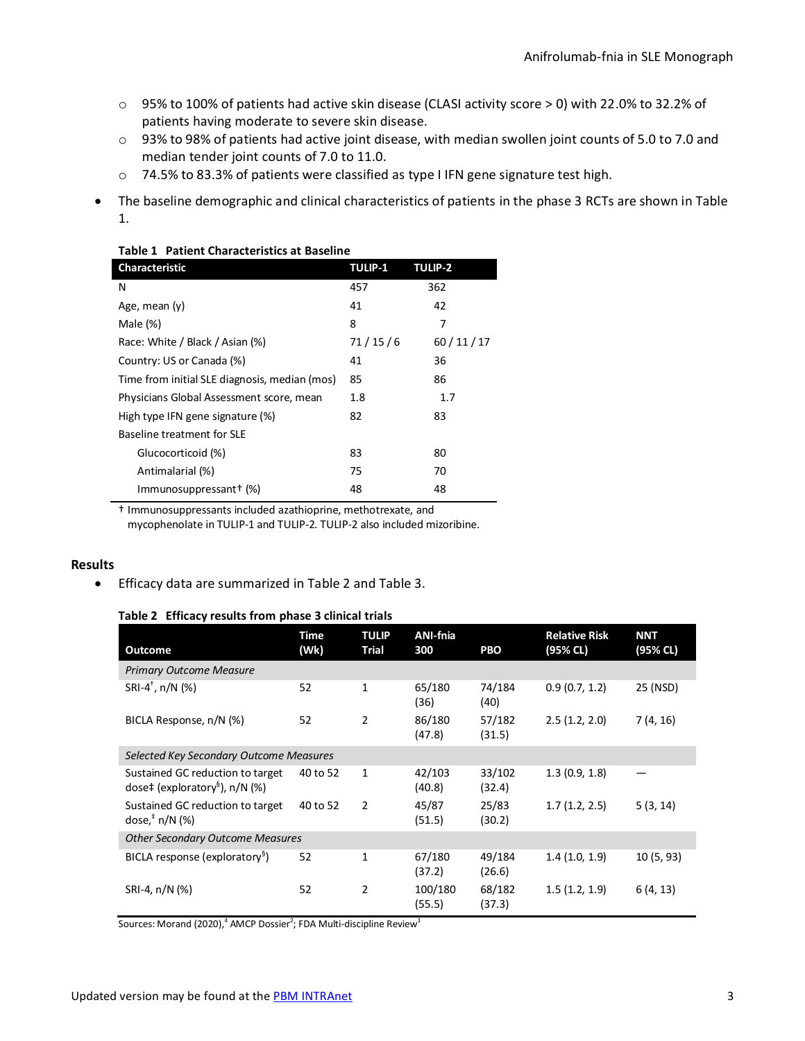- 95% to 100% of patients had active skin disease (CLASI activity score > 0) with 22.0% to 32.2% of patients having moderate to severe skin disease.
- 93% to 98% of patients had active joint disease, with median swollen joint counts of 5.0 to 7.0 and median tender joint counts of 7.0 to 11.0.
- 74.5% to 83.3% of patients were classified as type I IFN gene signature test high.

- The baseline demographic and clinical characteristics of patients in the phase 3 RCTs are shown in Table 1.

**Table 1 Patient Characteristics at Baseline**

| Characteristic | TULIP-1 | TULIP-2 |
|---|---|---|
| N | 457 | 362 |
| Age, mean (y) | 41 | 42 |
| Male (%) | 8 | 7 |
| Race: White / Black / Asian (%) | 71 / 15 / 6 | 60 / 11 / 17 |
| Country: US or Canada (%) | 41 | 36 |
| Time from initial SLE diagnosis, median (mos) | 85 | 86 |
| Physicians Global Assessment score, mean | 1.8 | 1.7 |
| High type IFN gene signature (%) | 82 | 83 |
| Baseline treatment for SLE | | |
| Glucocorticoid (%) | 83 | 80 |
| Antimalarial (%) | 75 | 70 |
| Immunosuppressant† (%) | 48 | 48 |

† Immunosuppressants included azathioprine, methotrexate, and mycophenolate in TULIP-1 and TULIP-2. TULIP-2 also included mizoribine.

## Results

- Efficacy data are summarized in Table 2 and Table 3.

**Table 2 Efficacy results from phase 3 clinical trials**

| Outcome | Time (Wk) | TULIP Trial | ANI-fnia 300 | PBO | Relative Risk (95% CL) | NNT (95% CL) |
|---|---|---|---|---|---|---|
| *Primary Outcome Measure* | | | | | | |
| SRI-4†, n/N (%) | 52 | 1 | 65/180 (36) | 74/184 (40) | 0.9 (0.7, 1.2) | 25 (NSD) |
| BICLA Response, n/N (%) | 52 | 2 | 86/180 (47.8) | 57/182 (31.5) | 2.5 (1.2, 2.0) | 7 (4, 16) |
| *Selected Key Secondary Outcome Measures* | | | | | | |
| Sustained GC reduction to target dose‡ (exploratory§), n/N (%) | 40 to 52 | 1 | 42/103 (40.8) | 33/102 (32.4) | 1.3 (0.9, 1.8) | — |
| Sustained GC reduction to target dose,‡ n/N (%) | 40 to 52 | 2 | 45/87 (51.5) | 25/83 (30.2) | 1.7 (1.2, 2.5) | 5 (3, 14) |
| *Other Secondary Outcome Measures* | | | | | | |
| BICLA response (exploratory§) | 52 | 1 | 67/180 (37.2) | 49/184 (26.6) | 1.4 (1.0, 1.9) | 10 (5, 93) |
| SRI-4, n/N (%) | 52 | 2 | 100/180 (55.5) | 68/182 (37.3) | 1.5 (1.2, 1.9) | 6 (4, 13) |

Sources: Morand (2020),[4] AMCP Dossier[2]; FDA Multi-discipline Review[3]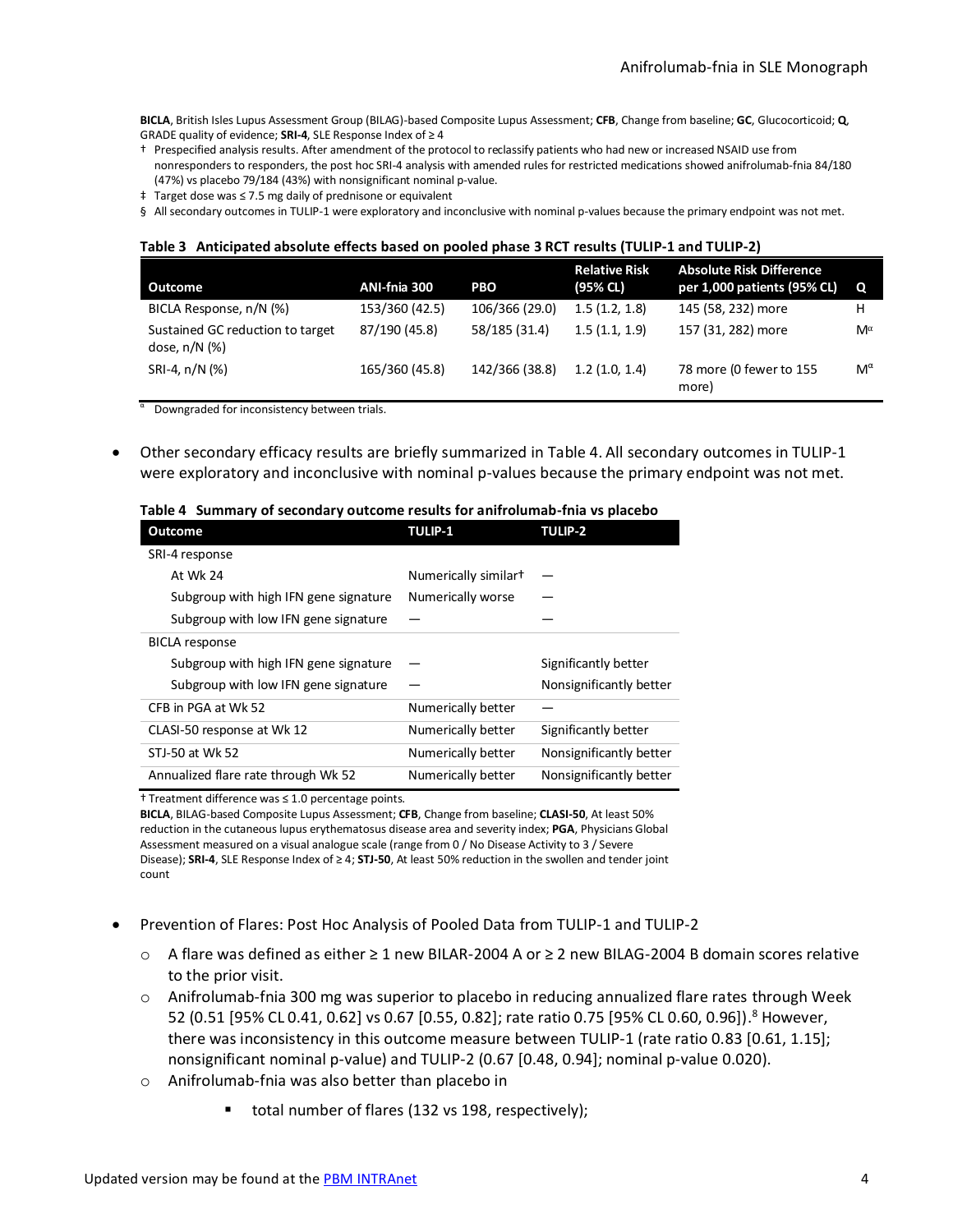**BICLA**, British Isles Lupus Assessment Group (BILAG)-based Composite Lupus Assessment; **CFB**, Change from baseline; **GC**, Glucocorticoid; **Q**, GRADE quality of evidence; **SRI-4**, SLE Response Index of ≥ 4

† Prespecified analysis results. After amendment of the protocol to reclassify patients who had new or increased NSAID use from nonresponders to responders, the post hoc SRI-4 analysis with amended rules for restricted medications showed anifrolumab-fnia 84/180 (47%) vs placebo 79/184 (43%) with nonsignificant nominal p-value.

‡ Target dose was ≤ 7.5 mg daily of prednisone or equivalent

§ All secondary outcomes in TULIP-1 were exploratory and inconclusive with nominal p-values because the primary endpoint was not met.

**Table 3 Anticipated absolute effects based on pooled phase 3 RCT results (TULIP-1 and TULIP-2)**

| Outcome | ANI-fnia 300 | PBO | Relative Risk (95% CL) | Absolute Risk Difference per 1,000 patients (95% CL) | Q |
|---|---|---|---|---|---|
| BICLA Response, n/N (%) | 153/360 (42.5) | 106/366 (29.0) | 1.5 (1.2, 1.8) | 145 (58, 232) more | H |
| Sustained GC reduction to target dose, n/N (%) | 87/190 (45.8) | 58/185 (31.4) | 1.5 (1.1, 1.9) | 157 (31, 282) more | M[α] |
| SRI-4, n/N (%) | 165/360 (45.8) | 142/366 (38.8) | 1.2 (1.0, 1.4) | 78 more (0 fewer to 155 more) | M[α] |

[α] Downgraded for inconsistency between trials.

- Other secondary efficacy results are briefly summarized in Table 4. All secondary outcomes in TULIP-1 were exploratory and inconclusive with nominal p-values because the primary endpoint was not met.

**Table 4 Summary of secondary outcome results for anifrolumab-fnia vs placebo**

| Outcome | TULIP-1 | TULIP-2 |
|---|---|---|
| SRI-4 response | | |
| At Wk 24 | Numerically similar† | — |
| Subgroup with high IFN gene signature | Numerically worse | — |
| Subgroup with low IFN gene signature | — | — |
| BICLA response | | |
| Subgroup with high IFN gene signature | — | Significantly better |
| Subgroup with low IFN gene signature | — | Nonsignificantly better |
| CFB in PGA at Wk 52 | Numerically better | — |
| CLASI-50 response at Wk 12 | Numerically better | Significantly better |
| STJ-50 at Wk 52 | Numerically better | Nonsignificantly better |
| Annualized flare rate through Wk 52 | Numerically better | Nonsignificantly better |

† Treatment difference was ≤ 1.0 percentage points.

**BICLA**, BILAG-based Composite Lupus Assessment; **CFB**, Change from baseline; **CLASI-50**, At least 50% reduction in the cutaneous lupus erythematosus disease area and severity index; **PGA**, Physicians Global Assessment measured on a visual analogue scale (range from 0 / No Disease Activity to 3 / Severe Disease); **SRI-4**, SLE Response Index of ≥ 4; **STJ-50**, At least 50% reduction in the swollen and tender joint count

- Prevention of Flares: Post Hoc Analysis of Pooled Data from TULIP-1 and TULIP-2
  - A flare was defined as either ≥ 1 new BILAR-2004 A or ≥ 2 new BILAG-2004 B domain scores relative to the prior visit.
  - Anifrolumab-fnia 300 mg was superior to placebo in reducing annualized flare rates through Week 52 (0.51 [95% CL 0.41, 0.62] vs 0.67 [0.55, 0.82]; rate ratio 0.75 [95% CL 0.60, 0.96]).[8] However, there was inconsistency in this outcome measure between TULIP-1 (rate ratio 0.83 [0.61, 1.15]; nonsignificant nominal p-value) and TULIP-2 (0.67 [0.48, 0.94]; nominal p-value 0.020).
  - Anifrolumab-fnia was also better than placebo in
    - total number of flares (132 vs 198, respectively);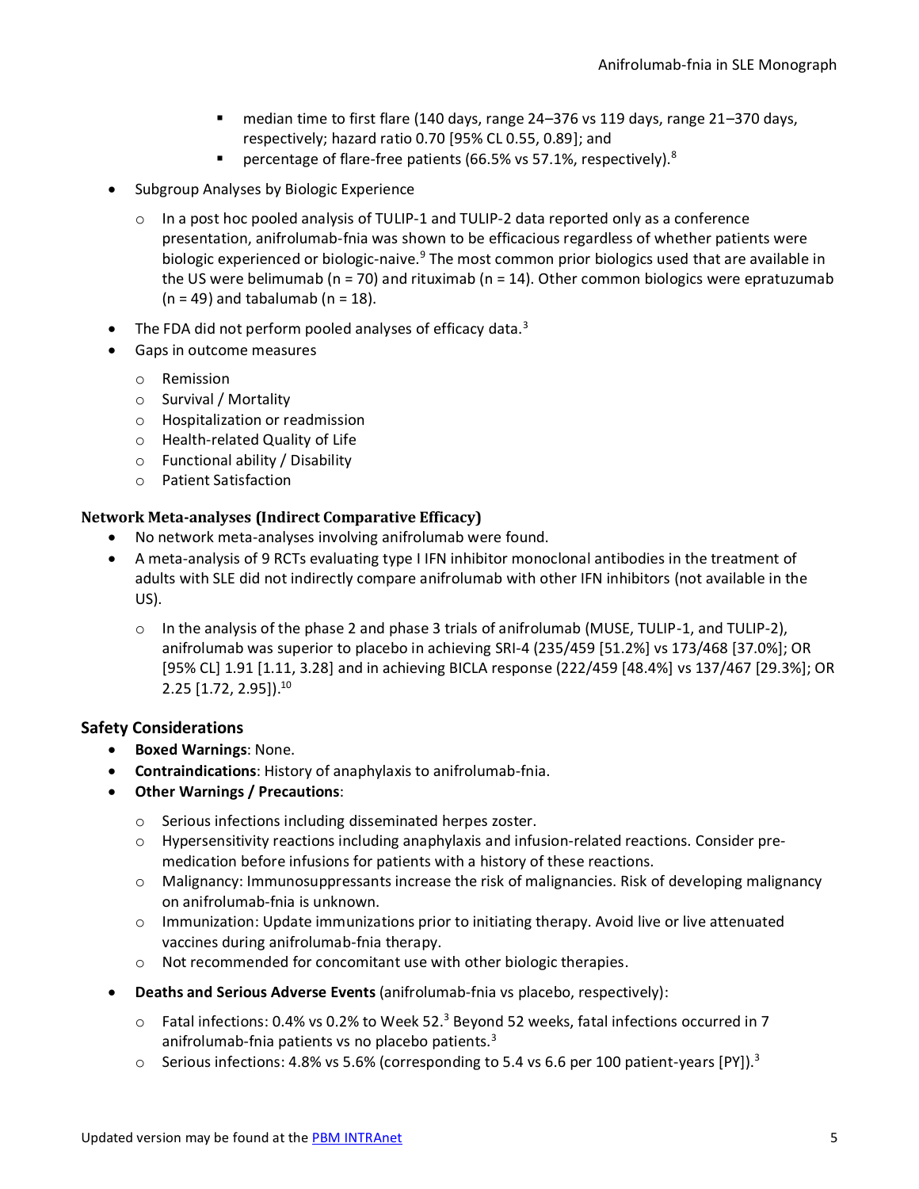- median time to first flare (140 days, range 24–376 vs 119 days, range 21–370 days, respectively; hazard ratio 0.70 [95% CL 0.55, 0.89]; and
        - percentage of flare-free patients (66.5% vs 57.1%, respectively).[8]

- Subgroup Analyses by Biologic Experience
    - In a post hoc pooled analysis of TULIP-1 and TULIP-2 data reported only as a conference presentation, anifrolumab-fnia was shown to be efficacious regardless of whether patients were biologic experienced or biologic-naive.[9] The most common prior biologics used that are available in the US were belimumab (n = 70) and rituximab (n = 14). Other common biologics were epratuzumab (n = 49) and tabalumab (n = 18).
- The FDA did not perform pooled analyses of efficacy data.[3]
- Gaps in outcome measures
    - Remission
    - Survival / Mortality
    - Hospitalization or readmission
    - Health-related Quality of Life
    - Functional ability / Disability
    - Patient Satisfaction

### Network Meta-analyses (Indirect Comparative Efficacy)

- No network meta-analyses involving anifrolumab were found.
- A meta-analysis of 9 RCTs evaluating type I IFN inhibitor monoclonal antibodies in the treatment of adults with SLE did not indirectly compare anifrolumab with other IFN inhibitors (not available in the US).
    - In the analysis of the phase 2 and phase 3 trials of anifrolumab (MUSE, TULIP-1, and TULIP-2), anifrolumab was superior to placebo in achieving SRI-4 (235/459 [51.2%] vs 173/468 [37.0%]; OR [95% CL] 1.91 [1.11, 3.28] and in achieving BICLA response (222/459 [48.4%] vs 137/467 [29.3%]; OR 2.25 [1.72, 2.95]).[10]

### Safety Considerations

- **Boxed Warnings**: None.
- **Contraindications**: History of anaphylaxis to anifrolumab-fnia.
- **Other Warnings / Precautions**:
    - Serious infections including disseminated herpes zoster.
    - Hypersensitivity reactions including anaphylaxis and infusion-related reactions. Consider pre-medication before infusions for patients with a history of these reactions.
    - Malignancy: Immunosuppressants increase the risk of malignancies. Risk of developing malignancy on anifrolumab-fnia is unknown.
    - Immunization: Update immunizations prior to initiating therapy. Avoid live or live attenuated vaccines during anifrolumab-fnia therapy.
    - Not recommended for concomitant use with other biologic therapies.
- **Deaths and Serious Adverse Events** (anifrolumab-fnia vs placebo, respectively):
    - Fatal infections: 0.4% vs 0.2% to Week 52.[3] Beyond 52 weeks, fatal infections occurred in 7 anifrolumab-fnia patients vs no placebo patients.[3]
    - Serious infections: 4.8% vs 5.6% (corresponding to 5.4 vs 6.6 per 100 patient-years [PY]).[3]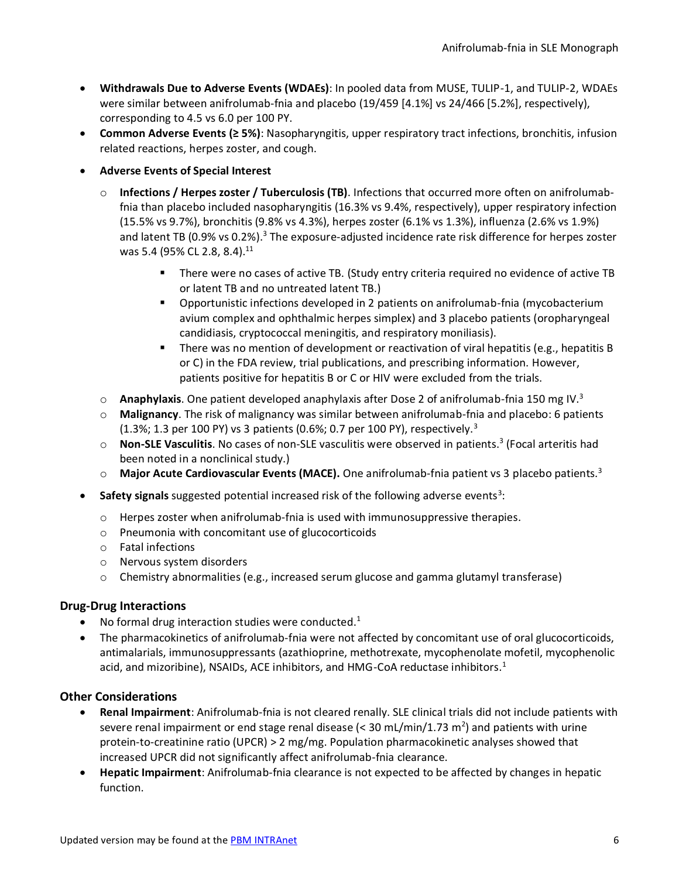- **Withdrawals Due to Adverse Events (WDAEs)**: In pooled data from MUSE, TULIP-1, and TULIP-2, WDAEs were similar between anifrolumab-fnia and placebo (19/459 [4.1%] vs 24/466 [5.2%], respectively), corresponding to 4.5 vs 6.0 per 100 PY.
- **Common Adverse Events (≥ 5%)**: Nasopharyngitis, upper respiratory tract infections, bronchitis, infusion related reactions, herpes zoster, and cough.
- **Adverse Events of Special Interest**
  - **Infections / Herpes zoster / Tuberculosis (TB)**. Infections that occurred more often on anifrolumab-fnia than placebo included nasopharyngitis (16.3% vs 9.4%, respectively), upper respiratory infection (15.5% vs 9.7%), bronchitis (9.8% vs 4.3%), herpes zoster (6.1% vs 1.3%), influenza (2.6% vs 1.9%) and latent TB (0.9% vs 0.2%).[3] The exposure-adjusted incidence rate risk difference for herpes zoster was 5.4 (95% CL 2.8, 8.4).[11]
    - There were no cases of active TB. (Study entry criteria required no evidence of active TB or latent TB and no untreated latent TB.)
    - Opportunistic infections developed in 2 patients on anifrolumab-fnia (mycobacterium avium complex and ophthalmic herpes simplex) and 3 placebo patients (oropharyngeal candidiasis, cryptococcal meningitis, and respiratory moniliasis).
    - There was no mention of development or reactivation of viral hepatitis (e.g., hepatitis B or C) in the FDA review, trial publications, and prescribing information. However, patients positive for hepatitis B or C or HIV were excluded from the trials.
  - **Anaphylaxis**. One patient developed anaphylaxis after Dose 2 of anifrolumab-fnia 150 mg IV.[3]
  - **Malignancy**. The risk of malignancy was similar between anifrolumab-fnia and placebo: 6 patients (1.3%; 1.3 per 100 PY) vs 3 patients (0.6%; 0.7 per 100 PY), respectively.[3]
  - **Non-SLE Vasculitis**. No cases of non-SLE vasculitis were observed in patients.[3] (Focal arteritis had been noted in a nonclinical study.)
  - **Major Acute Cardiovascular Events (MACE).** One anifrolumab-fnia patient vs 3 placebo patients.[3]
- **Safety signals** suggested potential increased risk of the following adverse events[3]:
  - Herpes zoster when anifrolumab-fnia is used with immunosuppressive therapies.
  - Pneumonia with concomitant use of glucocorticoids
  - Fatal infections
  - Nervous system disorders
  - Chemistry abnormalities (e.g., increased serum glucose and gamma glutamyl transferase)

## Drug-Drug Interactions

- No formal drug interaction studies were conducted.[1]
- The pharmacokinetics of anifrolumab-fnia were not affected by concomitant use of oral glucocorticoids, antimalarials, immunosuppressants (azathioprine, methotrexate, mycophenolate mofetil, mycophenolic acid, and mizoribine), NSAIDs, ACE inhibitors, and HMG-CoA reductase inhibitors.[1]

## Other Considerations

- **Renal Impairment**: Anifrolumab-fnia is not cleared renally. SLE clinical trials did not include patients with severe renal impairment or end stage renal disease (< 30 mL/min/1.73 $m^2$) and patients with urine protein-to-creatinine ratio (UPCR) > 2 mg/mg. Population pharmacokinetic analyses showed that increased UPCR did not significantly affect anifrolumab-fnia clearance.
- **Hepatic Impairment**: Anifrolumab-fnia clearance is not expected to be affected by changes in hepatic function.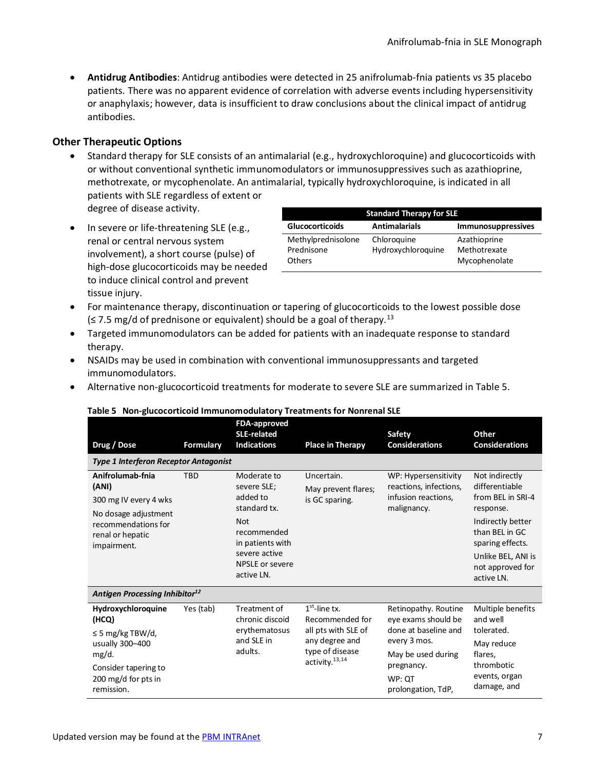- **Antidrug Antibodies**: Antidrug antibodies were detected in 25 anifrolumab-fnia patients vs 35 placebo patients. There was no apparent evidence of correlation with adverse events including hypersensitivity or anaphylaxis; however, data is insufficient to draw conclusions about the clinical impact of antidrug antibodies.

## Other Therapeutic Options

- Standard therapy for SLE consists of an antimalarial (e.g., hydroxychloroquine) and glucocorticoids with or without conventional synthetic immunomodulators or immunosuppressives such as azathioprine, methotrexate, or mycophenolate. An antimalarial, typically hydroxychloroquine, is indicated in all patients with SLE regardless of extent or degree of disease activity.
- In severe or life-threatening SLE (e.g., renal or central nervous system involvement), a short course (pulse) of high-dose glucocorticoids may be needed to induce clinical control and prevent tissue injury.

| Standard Therapy for SLE | | |
|---|---|---|
| **Glucocorticoids** | **Antimalarials** | **Immunosuppressives** |
| Methylprednisolone<br>Prednisone<br>Others | Chloroquine<br>Hydroxychloroquine | Azathioprine<br>Methotrexate<br>Mycophenolate |

- For maintenance therapy, discontinuation or tapering of glucocorticoids to the lowest possible dose (≤ 7.5 mg/d of prednisone or equivalent) should be a goal of therapy.[13]
- Targeted immunomodulators can be added for patients with an inadequate response to standard therapy.
- NSAIDs may be used in combination with conventional immunosuppressants and targeted immunomodulators.
- Alternative non-glucocorticoid treatments for moderate to severe SLE are summarized in Table 5.

**Table 5 Non-glucocorticoid Immunomodulatory Treatments for Nonrenal SLE**

| Drug / Dose | Formulary | FDA-approved SLE-related Indications | Place in Therapy | Safety Considerations | Other Considerations |
|---|---|---|---|---|---|
| ***Type 1 Interferon Receptor Antagonist*** | | | | | |
| **Anifrolumab-fnia (ANI)**<br>300 mg IV every 4 wks<br>No dosage adjustment recommendations for renal or hepatic impairment. | TBD | Moderate to severe SLE; added to standard tx.<br>Not recommended in patients with severe active NPSLE or severe active LN. | Uncertain.<br>May prevent flares; is GC sparing. | WP: Hypersensitivity reactions, infections, infusion reactions, malignancy. | Not indirectly differentiable from BEL in SRI-4 response.<br>Indirectly better than BEL in GC sparing effects.<br>Unlike BEL, ANI is not approved for active LN. |
| ***Antigen Processing Inhibitor***[12] | | | | | |
| **Hydroxychloroquine (HCQ)**<br>≤ 5 mg/kg TBW/d, usually 300–400 mg/d.<br>Consider tapering to 200 mg/d for pts in remission. | Yes (tab) | Treatment of chronic discoid erythematosus and SLE in adults. | 1[st]-line tx. Recommended for all pts with SLE of any degree and type of disease activity.[13,14] | Retinopathy. Routine eye exams should be done at baseline and every 3 mos.<br>May be used during pregnancy.<br>WP: QT prolongation, TdP, | Multiple benefits and well tolerated.<br>May reduce flares, thrombotic events, organ damage, and |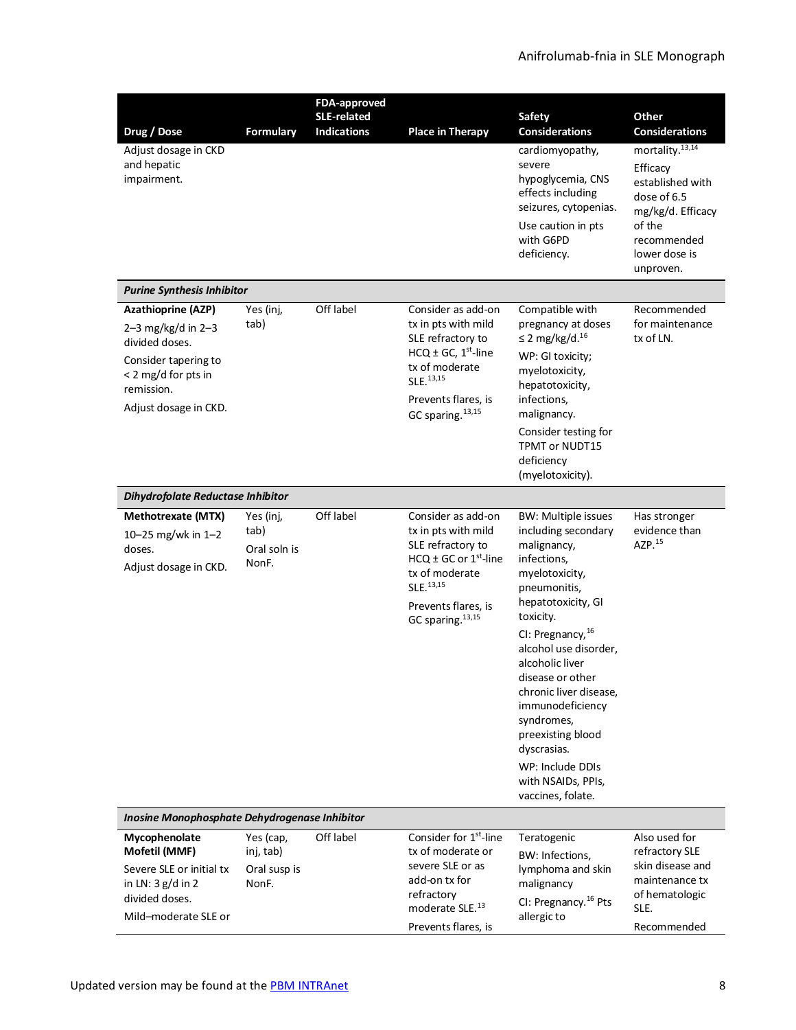| Drug / Dose | Formulary | FDA-approved SLE-related Indications | Place in Therapy | Safety Considerations | Other Considerations |
|---|---|---|---|---|---|
| Adjust dosage in CKD and hepatic impairment. | | | | cardiomyopathy, severe hypoglycemia, CNS effects including seizures, cytopenias. Use caution in pts with G6PD deficiency. | mortality.[13,14] Efficacy established with dose of 6.5 mg/kg/d. Efficacy of the recommended lower dose is unproven. |
| ***Purine Synthesis Inhibitor*** | | | | | |
| **Azathioprine (AZP)** 2–3 mg/kg/d in 2–3 divided doses. Consider tapering to < 2 mg/d for pts in remission. Adjust dosage in CKD. | Yes (inj, tab) | Off label | Consider as add-on tx in pts with mild SLE refractory to HCQ ± GC, 1st-line tx of moderate SLE.[13,15] Prevents flares, is GC sparing.[13,15] | Compatible with pregnancy at doses ≤ 2 mg/kg/d.[16] WP: GI toxicity; myelotoxicity, hepatotoxicity, infections, malignancy. Consider testing for TPMT or NUDT15 deficiency (myelotoxicity). | Recommended for maintenance tx of LN. |
| ***Dihydrofolate Reductase Inhibitor*** | | | | | |
| **Methotrexate (MTX)** 10–25 mg/wk in 1–2 doses. Adjust dosage in CKD. | Yes (inj, tab) Oral soln is NonF. | Off label | Consider as add-on tx in pts with mild SLE refractory to HCQ ± GC or 1st-line tx of moderate SLE.[13,15] Prevents flares, is GC sparing.[13,15] | BW: Multiple issues including secondary malignancy, infections, myelotoxicity, pneumonitis, hepatotoxicity, GI toxicity. CI: Pregnancy,[16] alcohol use disorder, alcoholic liver disease or other chronic liver disease, immunodeficiency syndromes, preexisting blood dyscrasias. WP: Include DDIs with NSAIDs, PPIs, vaccines, folate. | Has stronger evidence than AZP.[15] |
| ***Inosine Monophosphate Dehydrogenase Inhibitor*** | | | | | |
| **Mycophenolate Mofetil (MMF)** Severe SLE or initial tx in LN: 3 g/d in 2 divided doses. Mild–moderate SLE or | Yes (cap, inj, tab) Oral susp is NonF. | Off label | Consider for 1st-line tx of moderate or severe SLE or as add-on tx for refractory moderate SLE.[13] Prevents flares, is | Teratogenic BW: Infections, lymphoma and skin malignancy CI: Pregnancy.[16] Pts allergic to | Also used for refractory SLE skin disease and maintenance tx of hematologic SLE. Recommended |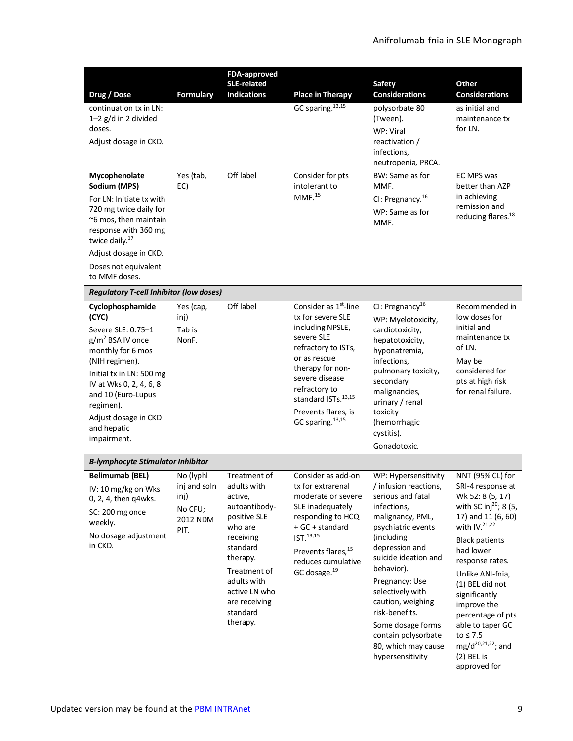| Drug / Dose | Formulary | FDA-approved SLE-related Indications | Place in Therapy | Safety Considerations | Other Considerations |
|---|---|---|---|---|---|
| continuation tx in LN: 1–2 g/d in 2 divided doses.<br>Adjust dosage in CKD. | | | GC sparing.[13,15] | polysorbate 80 (Tween).<br>WP: Viral reactivation / infections, neutropenia, PRCA. | as initial and maintenance tx for LN. |
| **Mycophenolate Sodium (MPS)**<br>For LN: Initiate tx with 720 mg twice daily for ~6 mos, then maintain response with 360 mg twice daily.[17]<br>Adjust dosage in CKD.<br>Doses not equivalent to MMF doses. | Yes (tab, EC) | Off label | Consider for pts intolerant to MMF.[15] | BW: Same as for MMF.<br>CI: Pregnancy.[16]<br>WP: Same as for MMF. | EC MPS was better than AZP in achieving remission and reducing flares.[18] |
| ***Regulatory T-cell Inhibitor (low doses)*** | | | | | |
| **Cyclophosphamide (CYC)**<br>Severe SLE: 0.75–1 $g/m^2$ BSA IV once monthly for 6 mos (NIH regimen).<br>Initial tx in LN: 500 mg IV at Wks 0, 2, 4, 6, 8 and 10 (Euro-Lupus regimen).<br>Adjust dosage in CKD and hepatic impairment. | Yes (cap, inj)<br>Tab is NonF. | Off label | Consider as 1st-line tx for severe SLE including NPSLE, severe SLE refractory to ISTs, or as rescue therapy for non-severe disease refractory to standard ISTs.[13,15]<br>Prevents flares, is GC sparing.[13,15] | CI: Pregnancy[16]<br>WP: Myelotoxicity, cardiotoxicity, hepatotoxicity, hyponatremia, infections, pulmonary toxicity, secondary malignancies, urinary / renal toxicity (hemorrhagic cystitis).<br>Gonadotoxic. | Recommended in low doses for initial and maintenance tx of LN.<br>May be considered for pts at high risk for renal failure. |
| ***B-lymphocyte Stimulator Inhibitor*** | | | | | |
| **Belimumab (BEL)**<br>IV: 10 mg/kg on Wks 0, 2, 4, then q4wks.<br>SC: 200 mg once weekly.<br>No dosage adjustment in CKD. | No (lyphl inj and soln inj)<br>No CFU; 2012 NDM PIT. | Treatment of adults with active, autoantibody-positive SLE who are receiving standard therapy.<br>Treatment of adults with active LN who are receiving standard therapy. | Consider as add-on tx for extrarenal moderate or severe SLE inadequately responding to HCQ + GC + standard IST.[13,15]<br>Prevents flares,[15] reduces cumulative GC dosage.[19] | WP: Hypersensitivity / infusion reactions, serious and fatal infections, malignancy, PML, psychiatric events (including depression and suicide ideation and behavior).<br>Pregnancy: Use selectively with caution, weighing risk-benefits.<br>Some dosage forms contain polysorbate 80, which may cause hypersensitivity | NNT (95% CL) for SRI-4 response at Wk 52: 8 (5, 17) with SC inj[20]; 8 (5, 17) and 11 (6, 60) with IV.[21,22]<br>Black patients had lower response rates.<br>Unlike ANI-fnia, (1) BEL did not significantly improve the percentage of pts able to taper GC to ≤ 7.5 mg/d[20,21,22]; and (2) BEL is approved for |

Updated version may be found at the PBM INTRAnet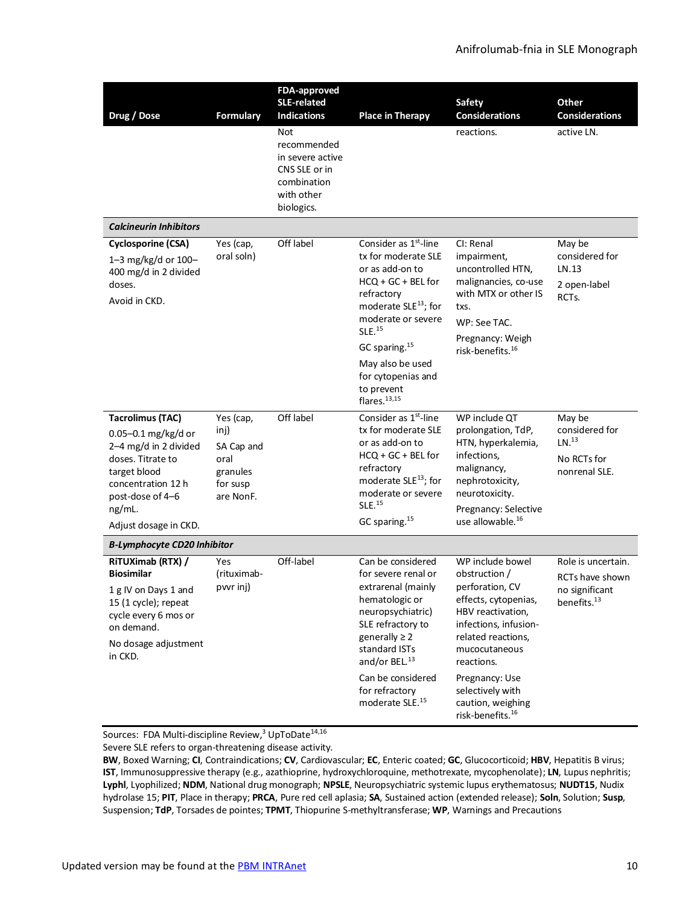| Drug / Dose | Formulary | FDA-approved SLE-related Indications | Place in Therapy | Safety Considerations | Other Considerations |
|---|---|---|---|---|---|
| | | Not recommended in severe active CNS SLE or in combination with other biologics. | | reactions. | active LN. |
| ***Calcineurin Inhibitors*** | | | | | |
| **Cyclosporine (CSA)**<br>1–3 mg/kg/d or 100–400 mg/d in 2 divided doses.<br>Avoid in CKD. | Yes (cap, oral soln) | Off label | Consider as 1st-line tx for moderate SLE or as add-on to HCQ + GC + BEL for refractory moderate SLE[13]; for moderate or severe SLE.[15]<br>GC sparing.[15]<br>May also be used for cytopenias and to prevent flares.[13,15] | CI: Renal impairment, uncontrolled HTN, malignancies, co-use with MTX or other IS txs.<br>WP: See TAC.<br>Pregnancy: Weigh risk-benefits.[16] | May be considered for LN.13<br>2 open-label RCTs. |
| **Tacrolimus (TAC)**<br>0.05–0.1 mg/kg/d or 2–4 mg/d in 2 divided doses. Titrate to target blood concentration 12 h post-dose of 4–6 ng/mL.<br>Adjust dosage in CKD. | Yes (cap, inj)<br>SA Cap and oral granules for susp are NonF. | Off label | Consider as 1st-line tx for moderate SLE or as add-on to HCQ + GC + BEL for refractory moderate SLE[13]; for moderate or severe SLE.[15]<br>GC sparing.[15] | WP include QT prolongation, TdP, HTN, hyperkalemia, infections, malignancy, nephrotoxicity, neurotoxicity.<br>Pregnancy: Selective use allowable.[16] | May be considered for LN.[13]<br>No RCTs for nonrenal SLE. |
| ***B-Lymphocyte CD20 Inhibitor*** | | | | | |
| **RiTUXimab (RTX) / Biosimilar**<br>1 g IV on Days 1 and 15 (1 cycle); repeat cycle every 6 mos or on demand.<br>No dosage adjustment in CKD. | Yes (rituximab-pvvr inj) | Off-label | Can be considered for severe renal or extrarenal (mainly hematologic or neuropsychiatric) SLE refractory to generally ≥ 2 standard ISTs and/or BEL.[13]<br>Can be considered for refractory moderate SLE.[15] | WP include bowel obstruction / perforation, CV effects, cytopenias, HBV reactivation, infections, infusion-related reactions, mucocutaneous reactions.<br>Pregnancy: Use selectively with caution, weighing risk-benefits.[16] | Role is uncertain.<br>RCTs have shown no significant benefits.[13] |

Sources: FDA Multi-discipline Review,[3] UpToDate[14,16]

Severe SLE refers to organ-threatening disease activity.

**BW**, Boxed Warning; **CI**, Contraindications; **CV**, Cardiovascular; **EC**, Enteric coated; **GC**, Glucocorticoid; **HBV**, Hepatitis B virus; **IST**, Immunosuppressive therapy (e.g., azathioprine, hydroxychloroquine, methotrexate, mycophenolate); **LN**, Lupus nephritis; **Lyphl**, Lyophilized; **NDM**, National drug monograph; **NPSLE**, Neuropsychiatric systemic lupus erythematosus; **NUDT15**, Nudix hydrolase 15; **PIT**, Place in therapy; **PRCA**, Pure red cell aplasia; **SA**, Sustained action (extended release); **Soln**, Solution; **Susp**, Suspension; **TdP**, Torsades de pointes; **TPMT**, Thiopurine S-methyltransferase; **WP**, Warnings and Precautions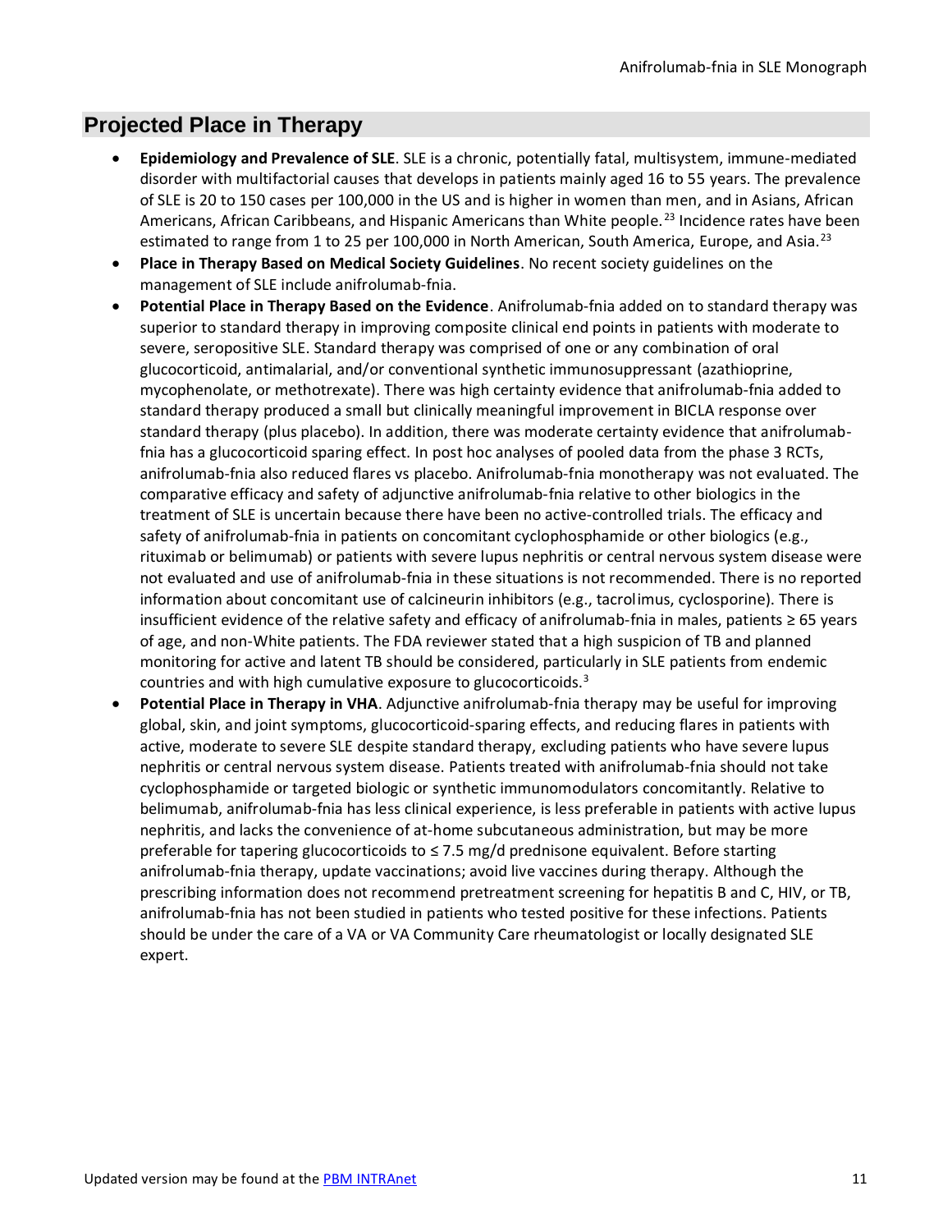## Projected Place in Therapy

- **Epidemiology and Prevalence of SLE**. SLE is a chronic, potentially fatal, multisystem, immune-mediated disorder with multifactorial causes that develops in patients mainly aged 16 to 55 years. The prevalence of SLE is 20 to 150 cases per 100,000 in the US and is higher in women than men, and in Asians, African Americans, African Caribbeans, and Hispanic Americans than White people.[23] Incidence rates have been estimated to range from 1 to 25 per 100,000 in North American, South America, Europe, and Asia.[23]
- **Place in Therapy Based on Medical Society Guidelines**. No recent society guidelines on the management of SLE include anifrolumab-fnia.
- **Potential Place in Therapy Based on the Evidence**. Anifrolumab-fnia added on to standard therapy was superior to standard therapy in improving composite clinical end points in patients with moderate to severe, seropositive SLE. Standard therapy was comprised of one or any combination of oral glucocorticoid, antimalarial, and/or conventional synthetic immunosuppressant (azathioprine, mycophenolate, or methotrexate). There was high certainty evidence that anifrolumab-fnia added to standard therapy produced a small but clinically meaningful improvement in BICLA response over standard therapy (plus placebo). In addition, there was moderate certainty evidence that anifrolumab-fnia has a glucocorticoid sparing effect. In post hoc analyses of pooled data from the phase 3 RCTs, anifrolumab-fnia also reduced flares vs placebo. Anifrolumab-fnia monotherapy was not evaluated. The comparative efficacy and safety of adjunctive anifrolumab-fnia relative to other biologics in the treatment of SLE is uncertain because there have been no active-controlled trials. The efficacy and safety of anifrolumab-fnia in patients on concomitant cyclophosphamide or other biologics (e.g., rituximab or belimumab) or patients with severe lupus nephritis or central nervous system disease were not evaluated and use of anifrolumab-fnia in these situations is not recommended. There is no reported information about concomitant use of calcineurin inhibitors (e.g., tacrolimus, cyclosporine). There is insufficient evidence of the relative safety and efficacy of anifrolumab-fnia in males, patients ≥ 65 years of age, and non-White patients. The FDA reviewer stated that a high suspicion of TB and planned monitoring for active and latent TB should be considered, particularly in SLE patients from endemic countries and with high cumulative exposure to glucocorticoids.[3]
- **Potential Place in Therapy in VHA**. Adjunctive anifrolumab-fnia therapy may be useful for improving global, skin, and joint symptoms, glucocorticoid-sparing effects, and reducing flares in patients with active, moderate to severe SLE despite standard therapy, excluding patients who have severe lupus nephritis or central nervous system disease. Patients treated with anifrolumab-fnia should not take cyclophosphamide or targeted biologic or synthetic immunomodulators concomitantly. Relative to belimumab, anifrolumab-fnia has less clinical experience, is less preferable in patients with active lupus nephritis, and lacks the convenience of at-home subcutaneous administration, but may be more preferable for tapering glucocorticoids to ≤ 7.5 mg/d prednisone equivalent. Before starting anifrolumab-fnia therapy, update vaccinations; avoid live vaccines during therapy. Although the prescribing information does not recommend pretreatment screening for hepatitis B and C, HIV, or TB, anifrolumab-fnia has not been studied in patients who tested positive for these infections. Patients should be under the care of a VA or VA Community Care rheumatologist or locally designated SLE expert.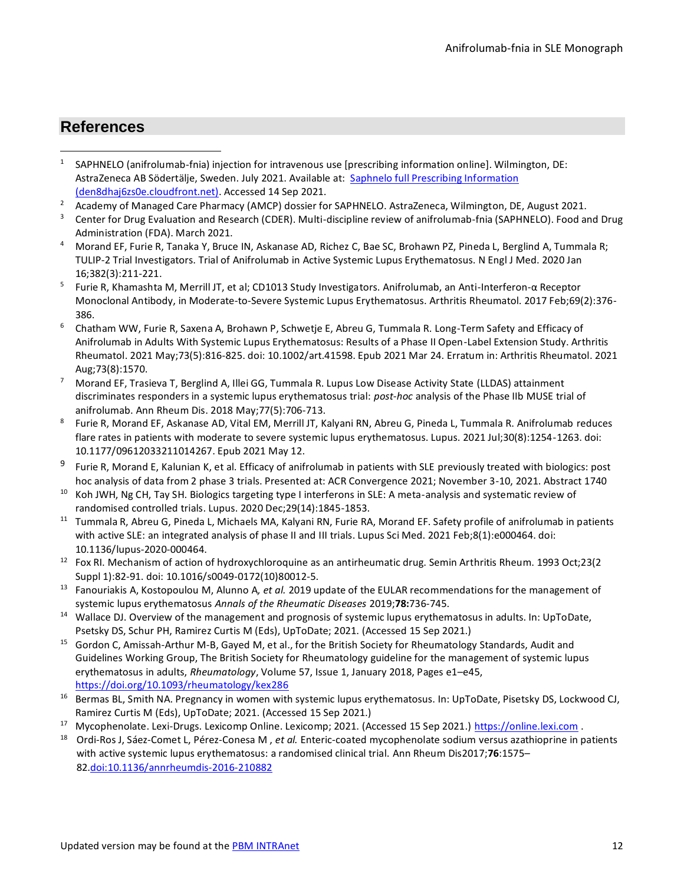## References

1. SAPHNELO (anifrolumab-fnia) injection for intravenous use [prescribing information online]. Wilmington, DE: AstraZeneca AB Södertälje, Sweden. July 2021. Available at: [Saphnelo full Prescribing Information (den8dhaj6zs0e.cloudfront.net)](https://den8dhaj6zs0e.cloudfront.net). Accessed 14 Sep 2021.
2. Academy of Managed Care Pharmacy (AMCP) dossier for SAPHNELO. AstraZeneca, Wilmington, DE, August 2021.
3. Center for Drug Evaluation and Research (CDER). Multi-discipline review of anifrolumab-fnia (SAPHNELO). Food and Drug Administration (FDA). March 2021.
4. Morand EF, Furie R, Tanaka Y, Bruce IN, Askanase AD, Richez C, Bae SC, Brohawn PZ, Pineda L, Berglind A, Tummala R; TULIP-2 Trial Investigators. Trial of Anifrolumab in Active Systemic Lupus Erythematosus. N Engl J Med. 2020 Jan 16;382(3):211-221.
5. Furie R, Khamashta M, Merrill JT, et al; CD1013 Study Investigators. Anifrolumab, an Anti-Interferon-α Receptor Monoclonal Antibody, in Moderate-to-Severe Systemic Lupus Erythematosus. Arthritis Rheumatol. 2017 Feb;69(2):376-386.
6. Chatham WW, Furie R, Saxena A, Brohawn P, Schwetje E, Abreu G, Tummala R. Long-Term Safety and Efficacy of Anifrolumab in Adults With Systemic Lupus Erythematosus: Results of a Phase II Open-Label Extension Study. Arthritis Rheumatol. 2021 May;73(5):816-825. doi: 10.1002/art.41598. Epub 2021 Mar 24. Erratum in: Arthritis Rheumatol. 2021 Aug;73(8):1570.
7. Morand EF, Trasieva T, Berglind A, Illei GG, Tummala R. Lupus Low Disease Activity State (LLDAS) attainment discriminates responders in a systemic lupus erythematosus trial: *post-hoc* analysis of the Phase IIb MUSE trial of anifrolumab. Ann Rheum Dis. 2018 May;77(5):706-713.
8. Furie R, Morand EF, Askanase AD, Vital EM, Merrill JT, Kalyani RN, Abreu G, Pineda L, Tummala R. Anifrolumab reduces flare rates in patients with moderate to severe systemic lupus erythematosus. Lupus. 2021 Jul;30(8):1254-1263. doi: 10.1177/09612033211014267. Epub 2021 May 12.
9. Furie R, Morand E, Kalunian K, et al. Efficacy of anifrolumab in patients with SLE previously treated with biologics: post hoc analysis of data from 2 phase 3 trials. Presented at: ACR Convergence 2021; November 3-10, 2021. Abstract 1740
10. Koh JWH, Ng CH, Tay SH. Biologics targeting type I interferons in SLE: A meta-analysis and systematic review of randomised controlled trials. Lupus. 2020 Dec;29(14):1845-1853.
11. Tummala R, Abreu G, Pineda L, Michaels MA, Kalyani RN, Furie RA, Morand EF. Safety profile of anifrolumab in patients with active SLE: an integrated analysis of phase II and III trials. Lupus Sci Med. 2021 Feb;8(1):e000464. doi: 10.1136/lupus-2020-000464.
12. Fox RI. Mechanism of action of hydroxychloroquine as an antirheumatic drug. Semin Arthritis Rheum. 1993 Oct;23(2 Suppl 1):82-91. doi: 10.1016/s0049-0172(10)80012-5.
13. Fanouriakis A, Kostopoulou M, Alunno A, *et al.* 2019 update of the EULAR recommendations for the management of systemic lupus erythematosus *Annals of the Rheumatic Diseases* 2019;**78:**736-745.
14. Wallace DJ. Overview of the management and prognosis of systemic lupus erythematosus in adults. In: UpToDate, Psetsky DS, Schur PH, Ramirez Curtis M (Eds), UpToDate; 2021. (Accessed 15 Sep 2021.)
15. Gordon C, Amissah-Arthur M-B, Gayed M, et al., for the British Society for Rheumatology Standards, Audit and Guidelines Working Group, The British Society for Rheumatology guideline for the management of systemic lupus erythematosus in adults, *Rheumatology*, Volume 57, Issue 1, January 2018, Pages e1–e45, [https://doi.org/10.1093/rheumatology/kex286](https://doi.org/10.1093/rheumatology/kex286)
16. Bermas BL, Smith NA. Pregnancy in women with systemic lupus erythematosus. In: UpToDate, Pisetsky DS, Lockwood CJ, Ramirez Curtis M (Eds), UpToDate; 2021. (Accessed 15 Sep 2021.)
17. Mycophenolate. Lexi-Drugs. Lexicomp Online. Lexicomp; 2021. (Accessed 15 Sep 2021.) [https://online.lexi.com](https://online.lexi.com) .
18. Ordi-Ros J, Sáez-Comet L, Pérez-Conesa M , *et al.* Enteric-coated mycophenolate sodium versus azathioprine in patients with active systemic lupus erythematosus: a randomised clinical trial. Ann Rheum Dis2017;**76**:1575–82.[doi:10.1136/annrheumdis-2016-210882](https://doi.org/10.1136/annrheumdis-2016-210882)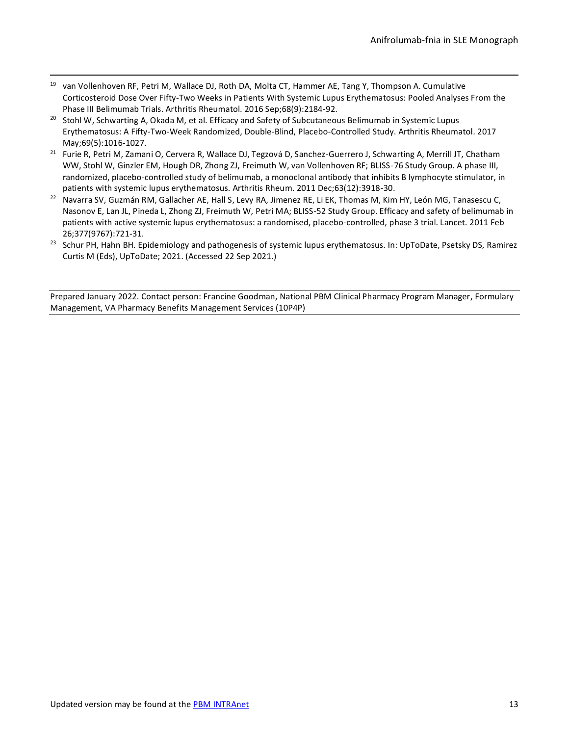[19] van Vollenhoven RF, Petri M, Wallace DJ, Roth DA, Molta CT, Hammer AE, Tang Y, Thompson A. Cumulative Corticosteroid Dose Over Fifty-Two Weeks in Patients With Systemic Lupus Erythematosus: Pooled Analyses From the Phase III Belimumab Trials. Arthritis Rheumatol. 2016 Sep;68(9):2184-92.

[20] Stohl W, Schwarting A, Okada M, et al. Efficacy and Safety of Subcutaneous Belimumab in Systemic Lupus Erythematosus: A Fifty-Two-Week Randomized, Double-Blind, Placebo-Controlled Study. Arthritis Rheumatol. 2017 May;69(5):1016-1027.

[21] Furie R, Petri M, Zamani O, Cervera R, Wallace DJ, Tegzová D, Sanchez-Guerrero J, Schwarting A, Merrill JT, Chatham WW, Stohl W, Ginzler EM, Hough DR, Zhong ZJ, Freimuth W, van Vollenhoven RF; BLISS-76 Study Group. A phase III, randomized, placebo-controlled study of belimumab, a monoclonal antibody that inhibits B lymphocyte stimulator, in patients with systemic lupus erythematosus. Arthritis Rheum. 2011 Dec;63(12):3918-30.

[22] Navarra SV, Guzmán RM, Gallacher AE, Hall S, Levy RA, Jimenez RE, Li EK, Thomas M, Kim HY, León MG, Tanasescu C, Nasonov E, Lan JL, Pineda L, Zhong ZJ, Freimuth W, Petri MA; BLISS-52 Study Group. Efficacy and safety of belimumab in patients with active systemic lupus erythematosus: a randomised, placebo-controlled, phase 3 trial. Lancet. 2011 Feb 26;377(9767):721-31.

[23] Schur PH, Hahn BH. Epidemiology and pathogenesis of systemic lupus erythematosus. In: UpToDate, Psetsky DS, Ramirez Curtis M (Eds), UpToDate; 2021. (Accessed 22 Sep 2021.)

---

Prepared January 2022. Contact person: Francine Goodman, National PBM Clinical Pharmacy Program Manager, Formulary Management, VA Pharmacy Benefits Management Services (10P4P)

---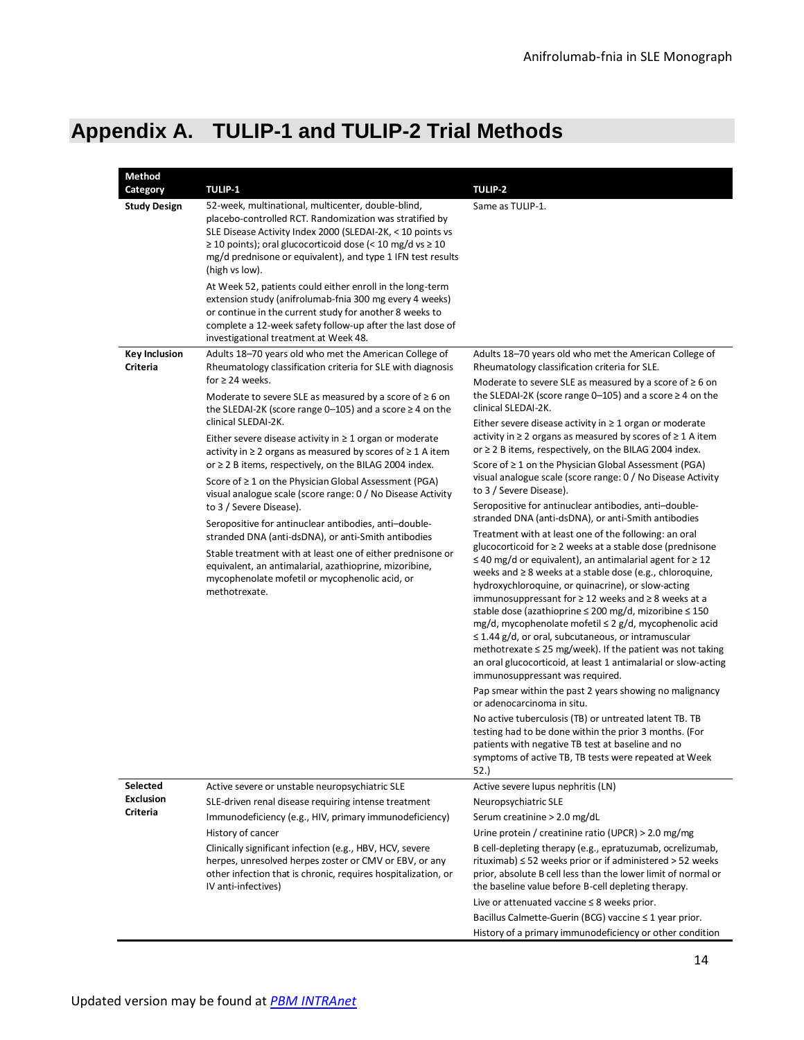# Appendix A. TULIP-1 and TULIP-2 Trial Methods

| Method Category | TULIP-1 | TULIP-2 |
|---|---|---|
| **Study Design** | 52-week, multinational, multicenter, double-blind, placebo-controlled RCT. Randomization was stratified by SLE Disease Activity Index 2000 (SLEDAI-2K, < 10 points vs ≥ 10 points); oral glucocorticoid dose (< 10 mg/d vs ≥ 10 mg/d prednisone or equivalent), and type 1 IFN test results (high vs low).<br><br>At Week 52, patients could either enroll in the long-term extension study (anifrolumab-fnia 300 mg every 4 weeks) or continue in the current study for another 8 weeks to complete a 12-week safety follow-up after the last dose of investigational treatment at Week 48. | Same as TULIP-1. |
| **Key Inclusion Criteria** | Adults 18–70 years old who met the American College of Rheumatology classification criteria for SLE with diagnosis for ≥ 24 weeks.<br><br>Moderate to severe SLE as measured by a score of ≥ 6 on the SLEDAI-2K (score range 0–105) and a score ≥ 4 on the clinical SLEDAI-2K.<br><br>Either severe disease activity in ≥ 1 organ or moderate activity in ≥ 2 organs as measured by scores of ≥ 1 A item or ≥ 2 B items, respectively, on the BILAG 2004 index.<br><br>Score of ≥ 1 on the Physician Global Assessment (PGA) visual analogue scale (score range: 0 / No Disease Activity to 3 / Severe Disease).<br><br>Seropositive for antinuclear antibodies, anti–double-stranded DNA (anti-dsDNA), or anti-Smith antibodies<br><br>Stable treatment with at least one of either prednisone or equivalent, an antimalarial, azathioprine, mizoribine, mycophenolate mofetil or mycophenolic acid, or methotrexate. | Adults 18–70 years old who met the American College of Rheumatology classification criteria for SLE.<br><br>Moderate to severe SLE as measured by a score of ≥ 6 on the SLEDAI-2K (score range 0–105) and a score ≥ 4 on the clinical SLEDAI-2K.<br><br>Either severe disease activity in ≥ 1 organ or moderate activity in ≥ 2 organs as measured by scores of ≥ 1 A item or ≥ 2 B items, respectively, on the BILAG 2004 index.<br><br>Score of ≥ 1 on the Physician Global Assessment (PGA) visual analogue scale (score range: 0 / No Disease Activity to 3 / Severe Disease).<br><br>Seropositive for antinuclear antibodies, anti–double-stranded DNA (anti-dsDNA), or anti-Smith antibodies<br><br>Treatment with at least one of the following: an oral glucocorticoid for ≥ 2 weeks at a stable dose (prednisone ≤ 40 mg/d or equivalent), an antimalarial agent for ≥ 12 weeks and ≥ 8 weeks at a stable dose (e.g., chloroquine, hydroxychloroquine, or quinacrine), or slow-acting immunosuppressant for ≥ 12 weeks and ≥ 8 weeks at a stable dose (azathioprine ≤ 200 mg/d, mizoribine ≤ 150 mg/d, mycophenolate mofetil ≤ 2 g/d, mycophenolic acid ≤ 1.44 g/d, or oral, subcutaneous, or intramuscular methotrexate ≤ 25 mg/week). If the patient was not taking an oral glucocorticoid, at least 1 antimalarial or slow-acting immunosuppressant was required.<br><br>Pap smear within the past 2 years showing no malignancy or adenocarcinoma in situ.<br><br>No active tuberculosis (TB) or untreated latent TB. TB testing had to be done within the prior 3 months. (For patients with negative TB test at baseline and no symptoms of active TB, TB tests were repeated at Week 52.) |
| **Selected Exclusion Criteria** | Active severe or unstable neuropsychiatric SLE<br><br>SLE-driven renal disease requiring intense treatment<br><br>Immunodeficiency (e.g., HIV, primary immunodeficiency)<br><br>History of cancer<br><br>Clinically significant infection (e.g., HBV, HCV, severe herpes, unresolved herpes zoster or CMV or EBV, or any other infection that is chronic, requires hospitalization, or IV anti-infectives) | Active severe lupus nephritis (LN)<br><br>Neuropsychiatric SLE<br><br>Serum creatinine > 2.0 mg/dL<br><br>Urine protein / creatinine ratio (UPCR) > 2.0 mg/mg<br><br>B cell-depleting therapy (e.g., epratuzumab, ocrelizumab, rituximab) ≤ 52 weeks prior or if administered > 52 weeks prior, absolute B cell less than the lower limit of normal or the baseline value before B-cell depleting therapy.<br><br>Live or attenuated vaccine ≤ 8 weeks prior.<br><br>Bacillus Calmette-Guerin (BCG) vaccine ≤ 1 year prior.<br><br>History of a primary immunodeficiency or other condition |

Updated version may be found at [PBM INTRAnet]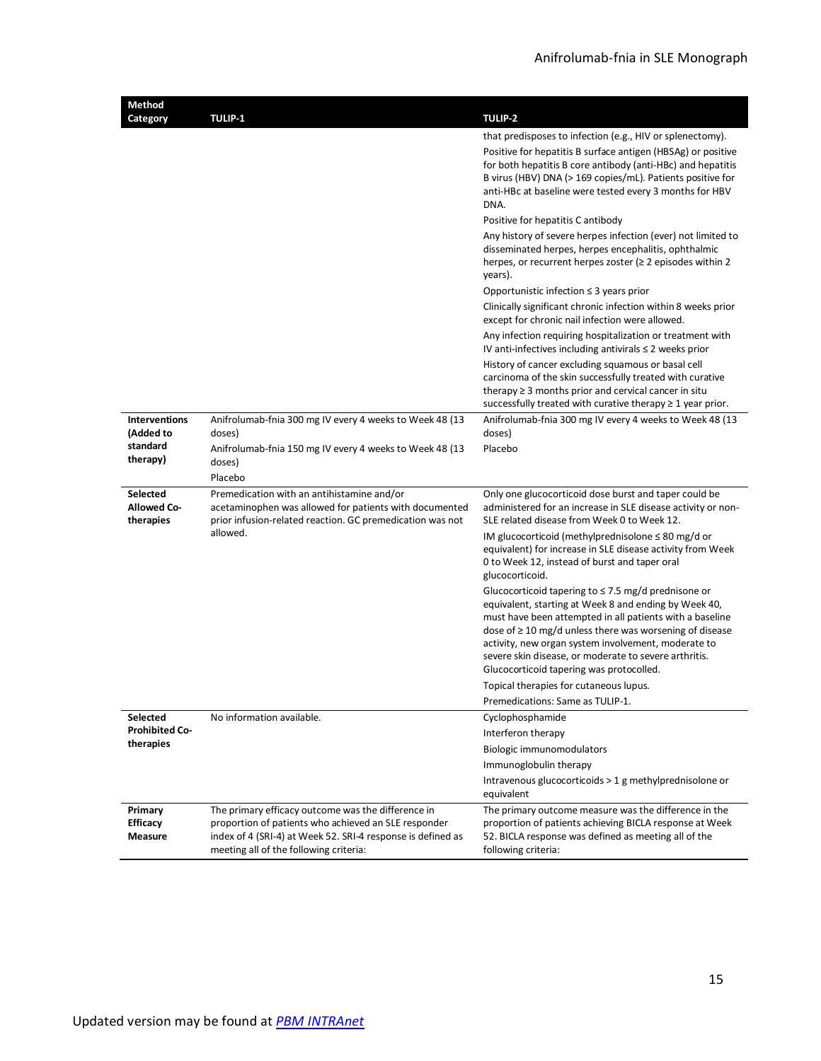| Method Category | TULIP-1 | TULIP-2 |
|---|---|---|
| | | that predisposes to infection (e.g., HIV or splenectomy).<br>Positive for hepatitis B surface antigen (HBSAg) or positive for both hepatitis B core antibody (anti-HBc) and hepatitis B virus (HBV) DNA (> 169 copies/mL). Patients positive for anti-HBc at baseline were tested every 3 months for HBV DNA.<br>Positive for hepatitis C antibody<br>Any history of severe herpes infection (ever) not limited to disseminated herpes, herpes encephalitis, ophthalmic herpes, or recurrent herpes zoster (≥ 2 episodes within 2 years).<br>Opportunistic infection ≤ 3 years prior<br>Clinically significant chronic infection within 8 weeks prior except for chronic nail infection were allowed.<br>Any infection requiring hospitalization or treatment with IV anti-infectives including antivirals ≤ 2 weeks prior<br>History of cancer excluding squamous or basal cell carcinoma of the skin successfully treated with curative therapy ≥ 3 months prior and cervical cancer in situ successfully treated with curative therapy ≥ 1 year prior. |
| **Interventions (Added to standard therapy)** | Anifrolumab-fnia 300 mg IV every 4 weeks to Week 48 (13 doses)<br>Anifrolumab-fnia 150 mg IV every 4 weeks to Week 48 (13 doses)<br>Placebo | Anifrolumab-fnia 300 mg IV every 4 weeks to Week 48 (13 doses)<br>Placebo |
| **Selected Allowed Co-therapies** | Premedication with an antihistamine and/or acetaminophen was allowed for patients with documented prior infusion-related reaction. GC premedication was not allowed. | Only one glucocorticoid dose burst and taper could be administered for an increase in SLE disease activity or non-SLE related disease from Week 0 to Week 12.<br>IM glucocorticoid (methylprednisolone ≤ 80 mg/d or equivalent) for increase in SLE disease activity from Week 0 to Week 12, instead of burst and taper oral glucocorticoid.<br>Glucocorticoid tapering to ≤ 7.5 mg/d prednisone or equivalent, starting at Week 8 and ending by Week 40, must have been attempted in all patients with a baseline dose of ≥ 10 mg/d unless there was worsening of disease activity, new organ system involvement, moderate to severe skin disease, or moderate to severe arthritis. Glucocorticoid tapering was protocolled.<br>Topical therapies for cutaneous lupus.<br>Premedications: Same as TULIP-1. |
| **Selected Prohibited Co-therapies** | No information available. | Cyclophosphamide<br>Interferon therapy<br>Biologic immunomodulators<br>Immunoglobulin therapy<br>Intravenous glucocorticoids > 1 g methylprednisolone or equivalent |
| **Primary Efficacy Measure** | The primary efficacy outcome was the difference in proportion of patients who achieved an SLE responder index of 4 (SRI-4) at Week 52. SRI-4 response is defined as meeting all of the following criteria: | The primary outcome measure was the difference in the proportion of patients achieving BICLA response at Week 52. BICLA response was defined as meeting all of the following criteria: |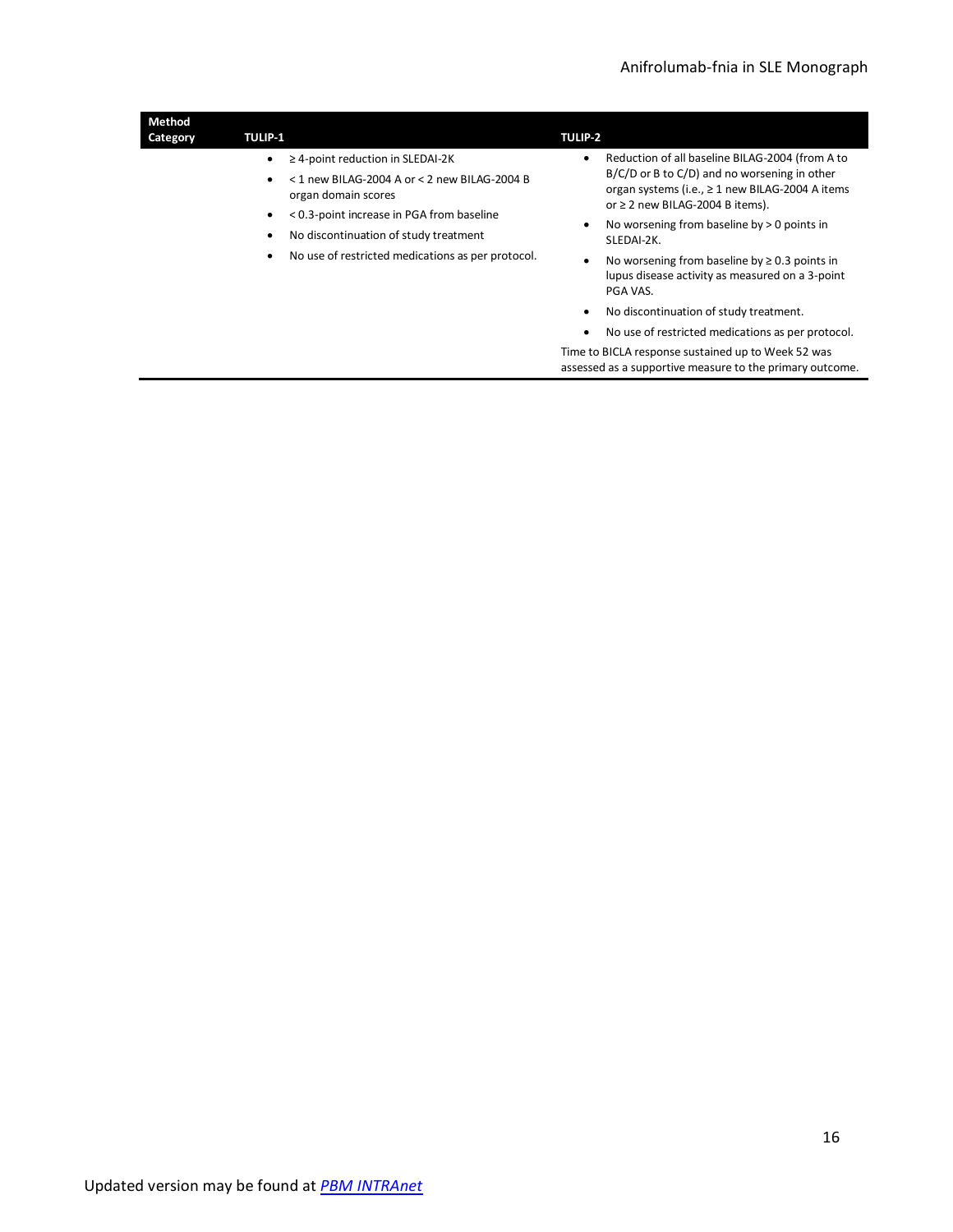| Method Category | TULIP-1 | TULIP-2 |
| --- | --- | --- |
| | • ≥ 4-point reduction in SLEDAI-2K<br>• < 1 new BILAG-2004 A or < 2 new BILAG-2004 B organ domain scores<br>• < 0.3-point increase in PGA from baseline<br>• No discontinuation of study treatment<br>• No use of restricted medications as per protocol. | • Reduction of all baseline BILAG-2004 (from A to B/C/D or B to C/D) and no worsening in other organ systems (i.e., ≥ 1 new BILAG-2004 A items or ≥ 2 new BILAG-2004 B items).<br>• No worsening from baseline by > 0 points in SLEDAI-2K.<br>• No worsening from baseline by ≥ 0.3 points in lupus disease activity as measured on a 3-point PGA VAS.<br>• No discontinuation of study treatment.<br>• No use of restricted medications as per protocol.<br>Time to BICLA response sustained up to Week 52 was assessed as a supportive measure to the primary outcome. |

Updated version may be found at [PBM INTRAnet]()